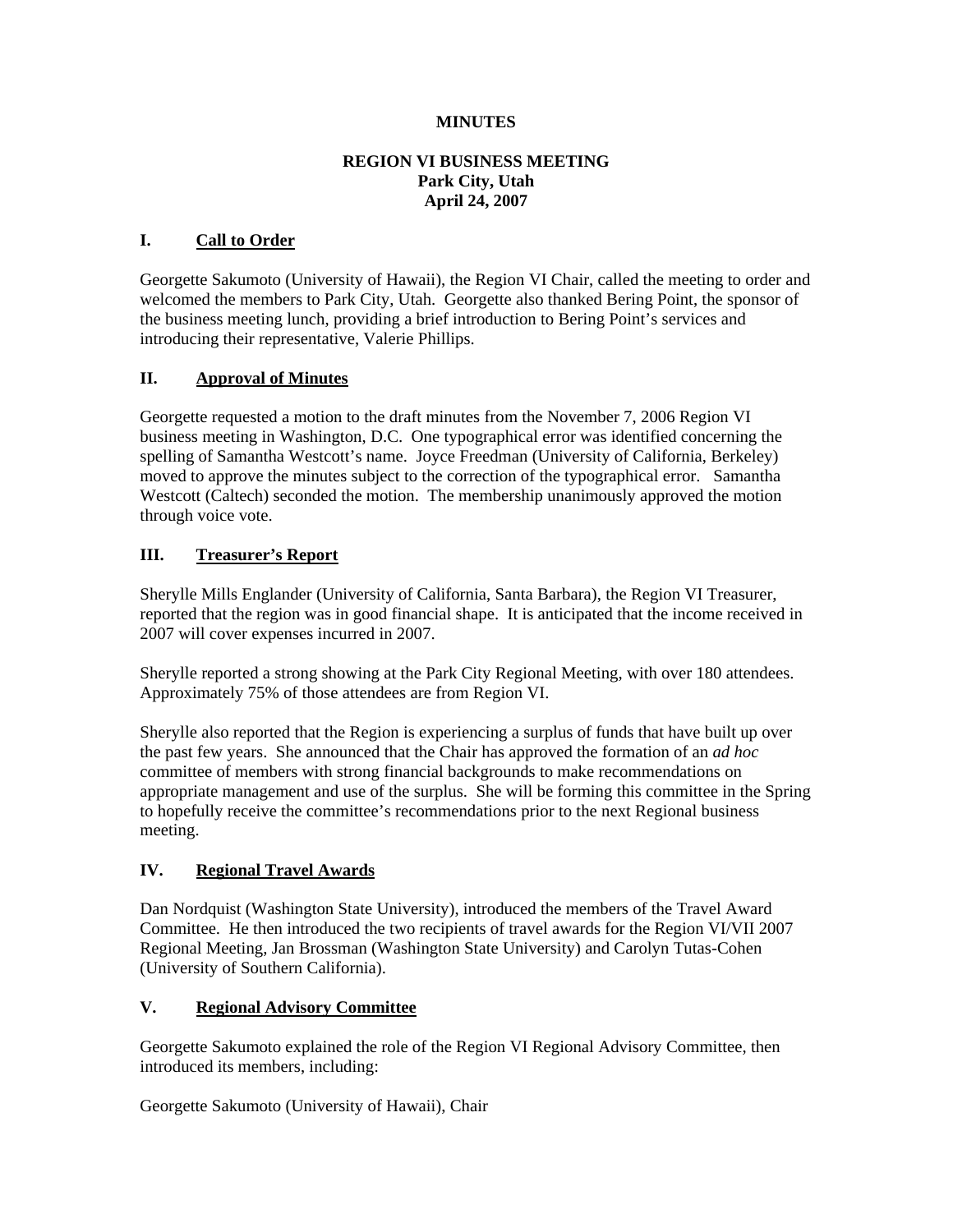# MINUTES

## REGION VI BUSINESS MEETING
## Park City, Utah
## April 24, 2007

### I. Call to Order

Georgette Sakumoto (University of Hawaii), the Region VI Chair, called the meeting to order and welcomed the members to Park City, Utah. Georgette also thanked Bering Point, the sponsor of the business meeting lunch, providing a brief introduction to Bering Point's services and introducing their representative, Valerie Phillips.

### II. Approval of Minutes

Georgette requested a motion to the draft minutes from the November 7, 2006 Region VI business meeting in Washington, D.C. One typographical error was identified concerning the spelling of Samantha Westcott's name. Joyce Freedman (University of California, Berkeley) moved to approve the minutes subject to the correction of the typographical error. Samantha Westcott (Caltech) seconded the motion. The membership unanimously approved the motion through voice vote.

### III. Treasurer's Report

Sherylle Mills Englander (University of California, Santa Barbara), the Region VI Treasurer, reported that the region was in good financial shape. It is anticipated that the income received in 2007 will cover expenses incurred in 2007.

Sherylle reported a strong showing at the Park City Regional Meeting, with over 180 attendees. Approximately 75% of those attendees are from Region VI.

Sherylle also reported that the Region is experiencing a surplus of funds that have built up over the past few years. She announced that the Chair has approved the formation of an *ad hoc* committee of members with strong financial backgrounds to make recommendations on appropriate management and use of the surplus. She will be forming this committee in the Spring to hopefully receive the committee's recommendations prior to the next Regional business meeting.

### IV. Regional Travel Awards

Dan Nordquist (Washington State University), introduced the members of the Travel Award Committee. He then introduced the two recipients of travel awards for the Region VI/VII 2007 Regional Meeting, Jan Brossman (Washington State University) and Carolyn Tutas-Cohen (University of Southern California).

### V. Regional Advisory Committee

Georgette Sakumoto explained the role of the Region VI Regional Advisory Committee, then introduced its members, including:

Georgette Sakumoto (University of Hawaii), Chair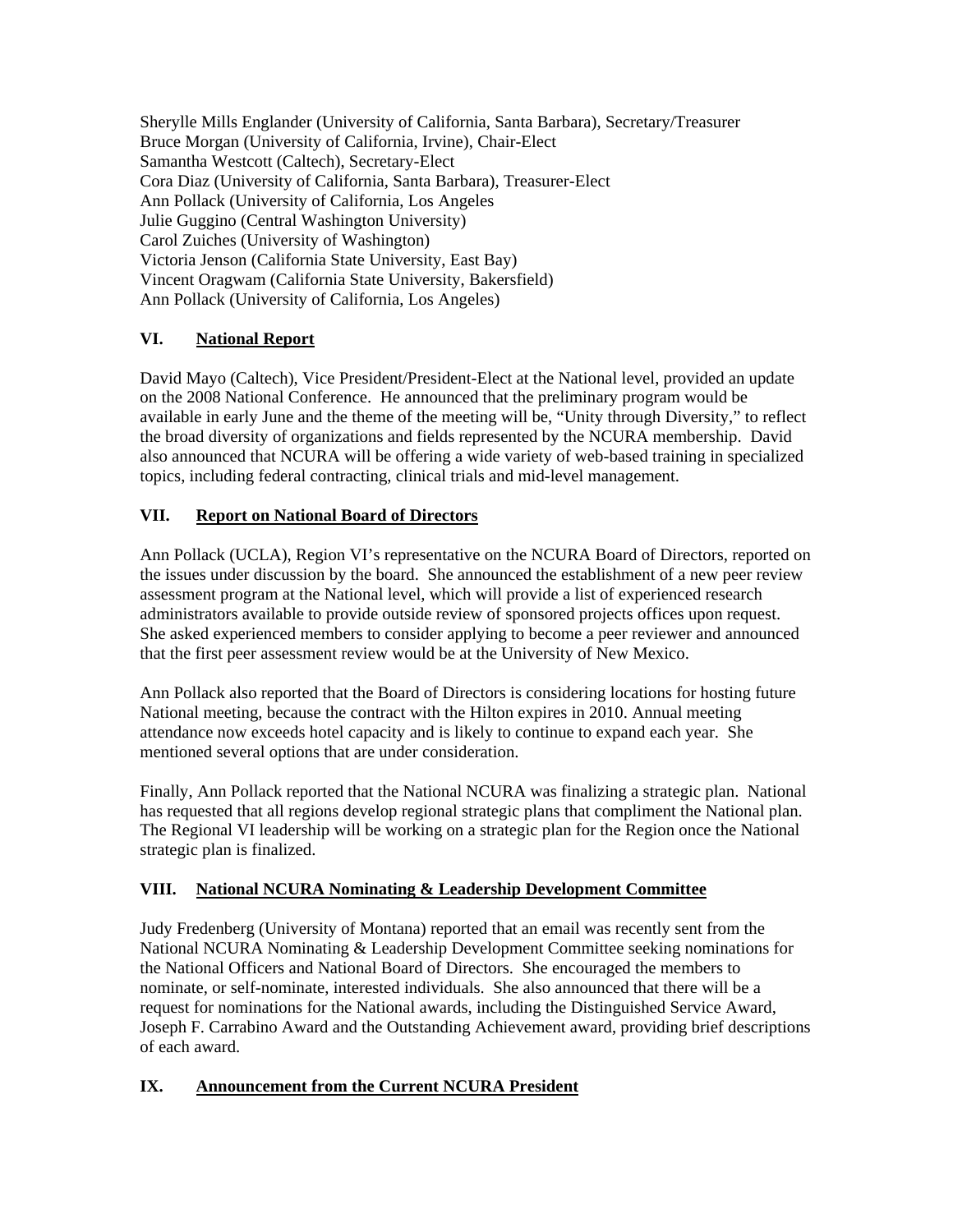Sherylle Mills Englander (University of California, Santa Barbara), Secretary/Treasurer
Bruce Morgan (University of California, Irvine), Chair-Elect
Samantha Westcott (Caltech), Secretary-Elect
Cora Diaz (University of California, Santa Barbara), Treasurer-Elect
Ann Pollack (University of California, Los Angeles
Julie Guggino (Central Washington University)
Carol Zuiches (University of Washington)
Victoria Jenson (California State University, East Bay)
Vincent Oragwam (California State University, Bakersfield)
Ann Pollack (University of California, Los Angeles)

## VI. National Report

David Mayo (Caltech), Vice President/President-Elect at the National level, provided an update on the 2008 National Conference. He announced that the preliminary program would be available in early June and the theme of the meeting will be, "Unity through Diversity," to reflect the broad diversity of organizations and fields represented by the NCURA membership. David also announced that NCURA will be offering a wide variety of web-based training in specialized topics, including federal contracting, clinical trials and mid-level management.

## VII. Report on National Board of Directors

Ann Pollack (UCLA), Region VI's representative on the NCURA Board of Directors, reported on the issues under discussion by the board. She announced the establishment of a new peer review assessment program at the National level, which will provide a list of experienced research administrators available to provide outside review of sponsored projects offices upon request. She asked experienced members to consider applying to become a peer reviewer and announced that the first peer assessment review would be at the University of New Mexico.

Ann Pollack also reported that the Board of Directors is considering locations for hosting future National meeting, because the contract with the Hilton expires in 2010. Annual meeting attendance now exceeds hotel capacity and is likely to continue to expand each year. She mentioned several options that are under consideration.

Finally, Ann Pollack reported that the National NCURA was finalizing a strategic plan. National has requested that all regions develop regional strategic plans that compliment the National plan. The Regional VI leadership will be working on a strategic plan for the Region once the National strategic plan is finalized.

## VIII. National NCURA Nominating & Leadership Development Committee

Judy Fredenberg (University of Montana) reported that an email was recently sent from the National NCURA Nominating & Leadership Development Committee seeking nominations for the National Officers and National Board of Directors. She encouraged the members to nominate, or self-nominate, interested individuals. She also announced that there will be a request for nominations for the National awards, including the Distinguished Service Award, Joseph F. Carrabino Award and the Outstanding Achievement award, providing brief descriptions of each award.

## IX. Announcement from the Current NCURA President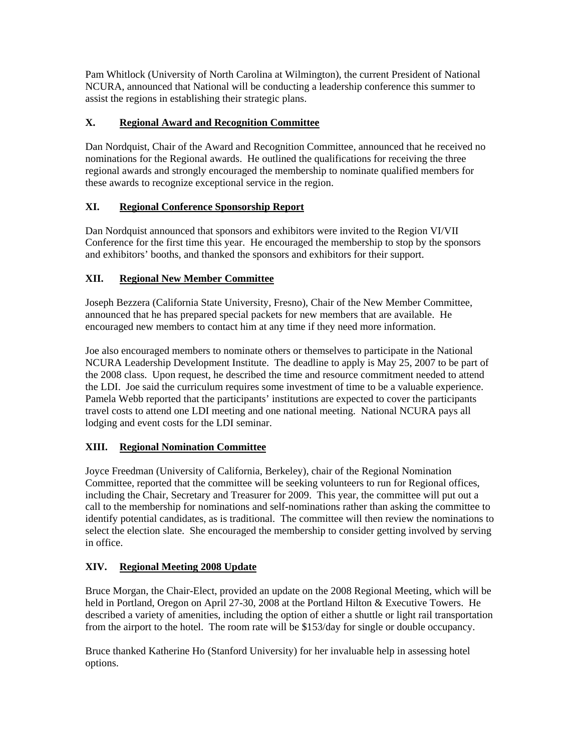Pam Whitlock (University of North Carolina at Wilmington), the current President of National NCURA, announced that National will be conducting a leadership conference this summer to assist the regions in establishing their strategic plans.

## X. Regional Award and Recognition Committee

Dan Nordquist, Chair of the Award and Recognition Committee, announced that he received no nominations for the Regional awards. He outlined the qualifications for receiving the three regional awards and strongly encouraged the membership to nominate qualified members for these awards to recognize exceptional service in the region.

## XI. Regional Conference Sponsorship Report

Dan Nordquist announced that sponsors and exhibitors were invited to the Region VI/VII Conference for the first time this year. He encouraged the membership to stop by the sponsors and exhibitors' booths, and thanked the sponsors and exhibitors for their support.

## XII. Regional New Member Committee

Joseph Bezzera (California State University, Fresno), Chair of the New Member Committee, announced that he has prepared special packets for new members that are available. He encouraged new members to contact him at any time if they need more information.

Joe also encouraged members to nominate others or themselves to participate in the National NCURA Leadership Development Institute. The deadline to apply is May 25, 2007 to be part of the 2008 class. Upon request, he described the time and resource commitment needed to attend the LDI. Joe said the curriculum requires some investment of time to be a valuable experience. Pamela Webb reported that the participants' institutions are expected to cover the participants travel costs to attend one LDI meeting and one national meeting. National NCURA pays all lodging and event costs for the LDI seminar.

## XIII. Regional Nomination Committee

Joyce Freedman (University of California, Berkeley), chair of the Regional Nomination Committee, reported that the committee will be seeking volunteers to run for Regional offices, including the Chair, Secretary and Treasurer for 2009. This year, the committee will put out a call to the membership for nominations and self-nominations rather than asking the committee to identify potential candidates, as is traditional. The committee will then review the nominations to select the election slate. She encouraged the membership to consider getting involved by serving in office.

## XIV. Regional Meeting 2008 Update

Bruce Morgan, the Chair-Elect, provided an update on the 2008 Regional Meeting, which will be held in Portland, Oregon on April 27-30, 2008 at the Portland Hilton & Executive Towers. He described a variety of amenities, including the option of either a shuttle or light rail transportation from the airport to the hotel. The room rate will be $153/day for single or double occupancy.

Bruce thanked Katherine Ho (Stanford University) for her invaluable help in assessing hotel options.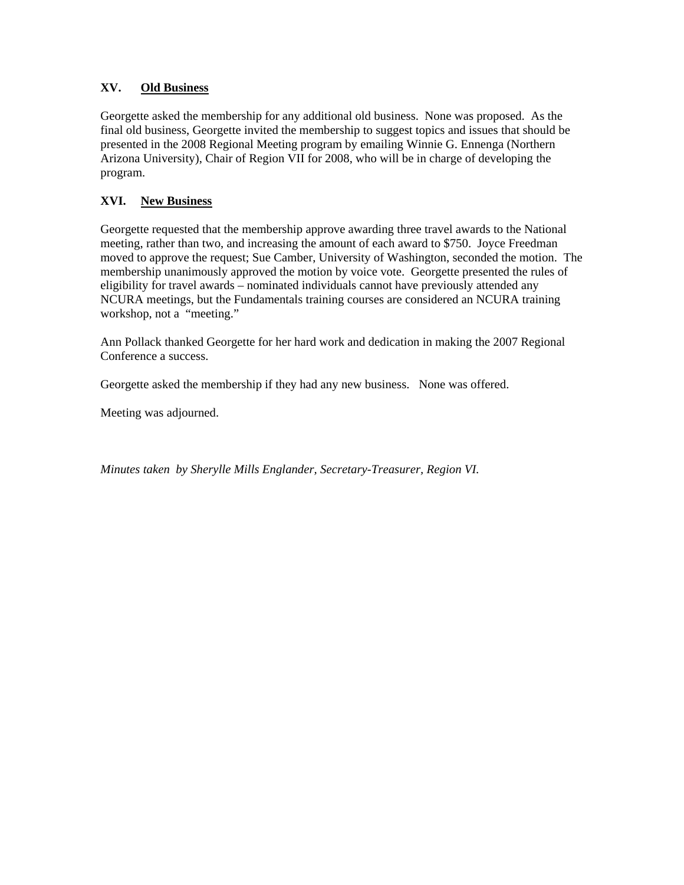## XV. **Old Business**

Georgette asked the membership for any additional old business. None was proposed. As the final old business, Georgette invited the membership to suggest topics and issues that should be presented in the 2008 Regional Meeting program by emailing Winnie G. Ennenga (Northern Arizona University), Chair of Region VII for 2008, who will be in charge of developing the program.

## XVI. **New Business**

Georgette requested that the membership approve awarding three travel awards to the National meeting, rather than two, and increasing the amount of each award to $750. Joyce Freedman moved to approve the request; Sue Camber, University of Washington, seconded the motion. The membership unanimously approved the motion by voice vote. Georgette presented the rules of eligibility for travel awards – nominated individuals cannot have previously attended any NCURA meetings, but the Fundamentals training courses are considered an NCURA training workshop, not a "meeting."

Ann Pollack thanked Georgette for her hard work and dedication in making the 2007 Regional Conference a success.

Georgette asked the membership if they had any new business. None was offered.

Meeting was adjourned.

*Minutes taken by Sherylle Mills Englander, Secretary-Treasurer, Region VI.*